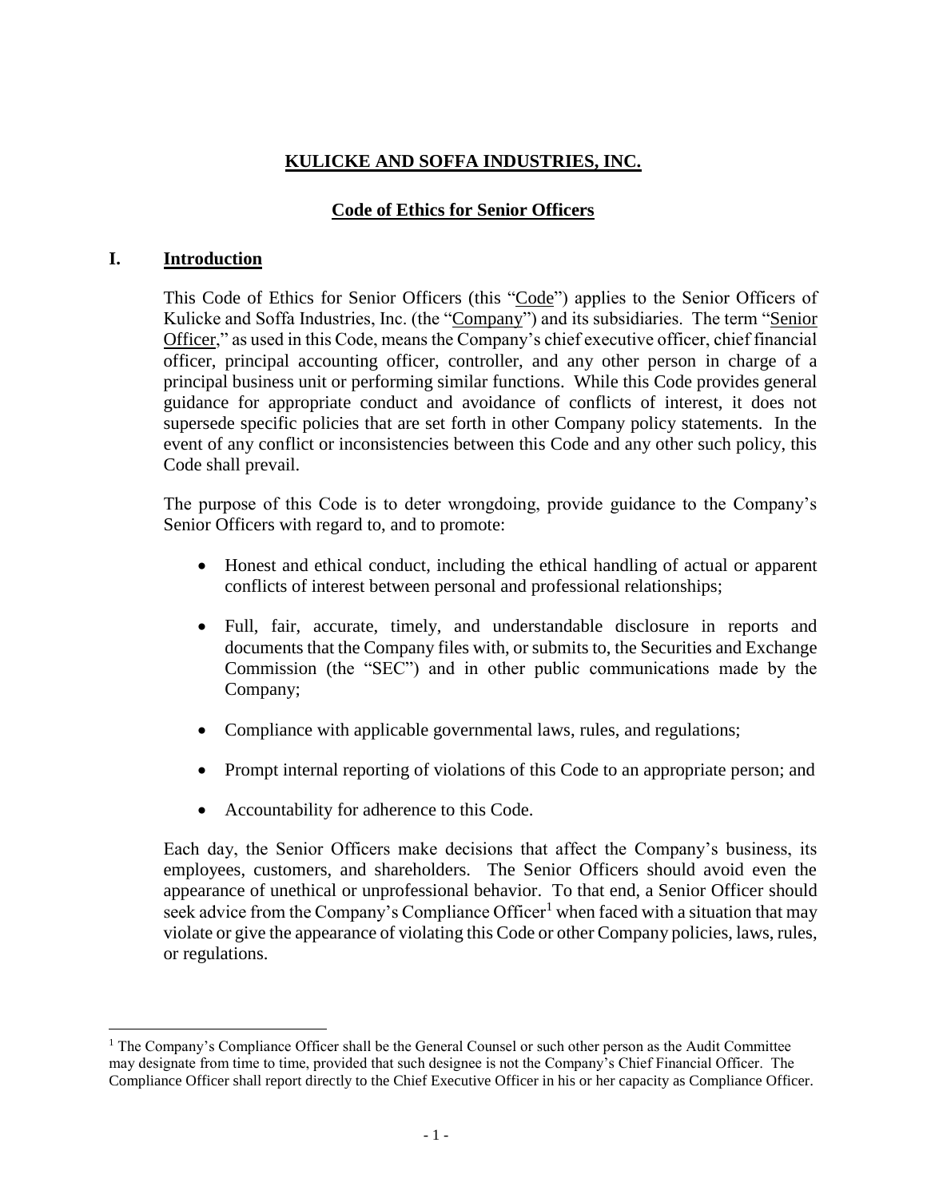# KULICKE AND SOFFA INDUSTRIES, INC.

## Code of Ethics for Senior Officers

### I. Introduction

This Code of Ethics for Senior Officers (this "Code") applies to the Senior Officers of Kulicke and Soffa Industries, Inc. (the "Company") and its subsidiaries. The term "Senior Officer," as used in this Code, means the Company's chief executive officer, chief financial officer, principal accounting officer, controller, and any other person in charge of a principal business unit or performing similar functions. While this Code provides general guidance for appropriate conduct and avoidance of conflicts of interest, it does not supersede specific policies that are set forth in other Company policy statements. In the event of any conflict or inconsistencies between this Code and any other such policy, this Code shall prevail.

The purpose of this Code is to deter wrongdoing, provide guidance to the Company's Senior Officers with regard to, and to promote:

- Honest and ethical conduct, including the ethical handling of actual or apparent conflicts of interest between personal and professional relationships;
- Full, fair, accurate, timely, and understandable disclosure in reports and documents that the Company files with, or submits to, the Securities and Exchange Commission (the "SEC") and in other public communications made by the Company;
- Compliance with applicable governmental laws, rules, and regulations;
- Prompt internal reporting of violations of this Code to an appropriate person; and
- Accountability for adherence to this Code.

Each day, the Senior Officers make decisions that affect the Company's business, its employees, customers, and shareholders. The Senior Officers should avoid even the appearance of unethical or unprofessional behavior. To that end, a Senior Officer should seek advice from the Company's Compliance Officer[1] when faced with a situation that may violate or give the appearance of violating this Code or other Company policies, laws, rules, or regulations.

[1] The Company's Compliance Officer shall be the General Counsel or such other person as the Audit Committee may designate from time to time, provided that such designee is not the Company's Chief Financial Officer. The Compliance Officer shall report directly to the Chief Executive Officer in his or her capacity as Compliance Officer.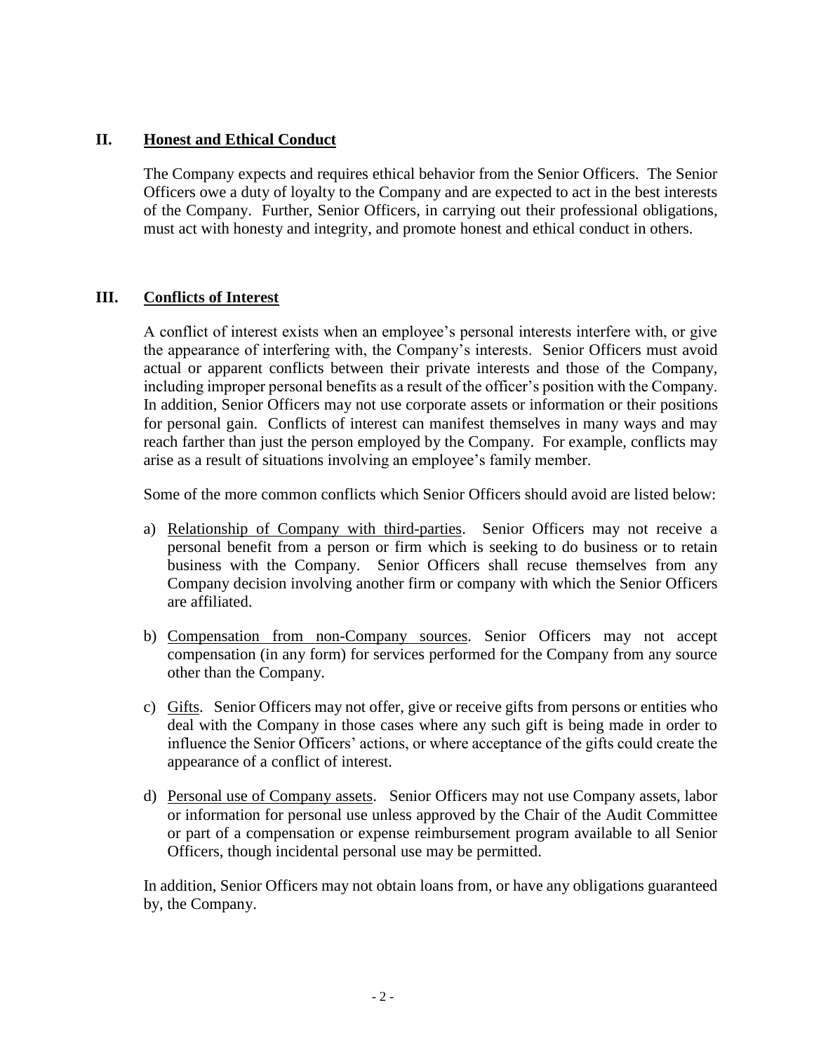## II. <u>Honest and Ethical Conduct</u>

The Company expects and requires ethical behavior from the Senior Officers. The Senior Officers owe a duty of loyalty to the Company and are expected to act in the best interests of the Company. Further, Senior Officers, in carrying out their professional obligations, must act with honesty and integrity, and promote honest and ethical conduct in others.

## III. <u>Conflicts of Interest</u>

A conflict of interest exists when an employee's personal interests interfere with, or give the appearance of interfering with, the Company's interests. Senior Officers must avoid actual or apparent conflicts between their private interests and those of the Company, including improper personal benefits as a result of the officer's position with the Company. In addition, Senior Officers may not use corporate assets or information or their positions for personal gain. Conflicts of interest can manifest themselves in many ways and may reach farther than just the person employed by the Company. For example, conflicts may arise as a result of situations involving an employee's family member.

Some of the more common conflicts which Senior Officers should avoid are listed below:

a) <u>Relationship of Company with third-parties</u>. Senior Officers may not receive a personal benefit from a person or firm which is seeking to do business or to retain business with the Company. Senior Officers shall recuse themselves from any Company decision involving another firm or company with which the Senior Officers are affiliated.

b) <u>Compensation from non-Company sources</u>. Senior Officers may not accept compensation (in any form) for services performed for the Company from any source other than the Company.

c) <u>Gifts</u>. Senior Officers may not offer, give or receive gifts from persons or entities who deal with the Company in those cases where any such gift is being made in order to influence the Senior Officers' actions, or where acceptance of the gifts could create the appearance of a conflict of interest.

d) <u>Personal use of Company assets</u>. Senior Officers may not use Company assets, labor or information for personal use unless approved by the Chair of the Audit Committee or part of a compensation or expense reimbursement program available to all Senior Officers, though incidental personal use may be permitted.

In addition, Senior Officers may not obtain loans from, or have any obligations guaranteed by, the Company.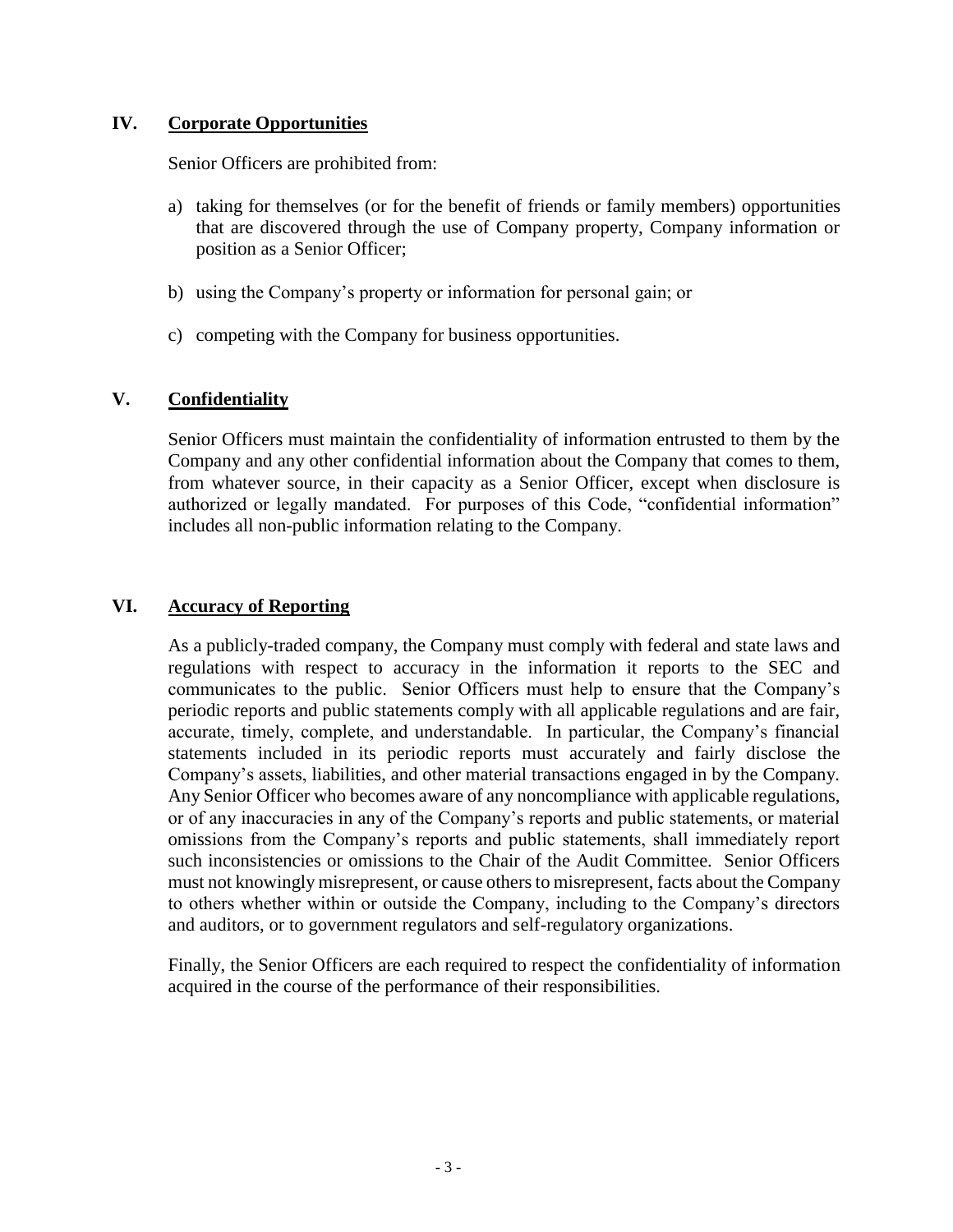## IV. Corporate Opportunities

Senior Officers are prohibited from:

a) taking for themselves (or for the benefit of friends or family members) opportunities that are discovered through the use of Company property, Company information or position as a Senior Officer;

b) using the Company's property or information for personal gain; or

c) competing with the Company for business opportunities.

## V. Confidentiality

Senior Officers must maintain the confidentiality of information entrusted to them by the Company and any other confidential information about the Company that comes to them, from whatever source, in their capacity as a Senior Officer, except when disclosure is authorized or legally mandated. For purposes of this Code, "confidential information" includes all non-public information relating to the Company.

## VI. Accuracy of Reporting

As a publicly-traded company, the Company must comply with federal and state laws and regulations with respect to accuracy in the information it reports to the SEC and communicates to the public. Senior Officers must help to ensure that the Company's periodic reports and public statements comply with all applicable regulations and are fair, accurate, timely, complete, and understandable. In particular, the Company's financial statements included in its periodic reports must accurately and fairly disclose the Company's assets, liabilities, and other material transactions engaged in by the Company. Any Senior Officer who becomes aware of any noncompliance with applicable regulations, or of any inaccuracies in any of the Company's reports and public statements, or material omissions from the Company's reports and public statements, shall immediately report such inconsistencies or omissions to the Chair of the Audit Committee. Senior Officers must not knowingly misrepresent, or cause others to misrepresent, facts about the Company to others whether within or outside the Company, including to the Company's directors and auditors, or to government regulators and self-regulatory organizations.

Finally, the Senior Officers are each required to respect the confidentiality of information acquired in the course of the performance of their responsibilities.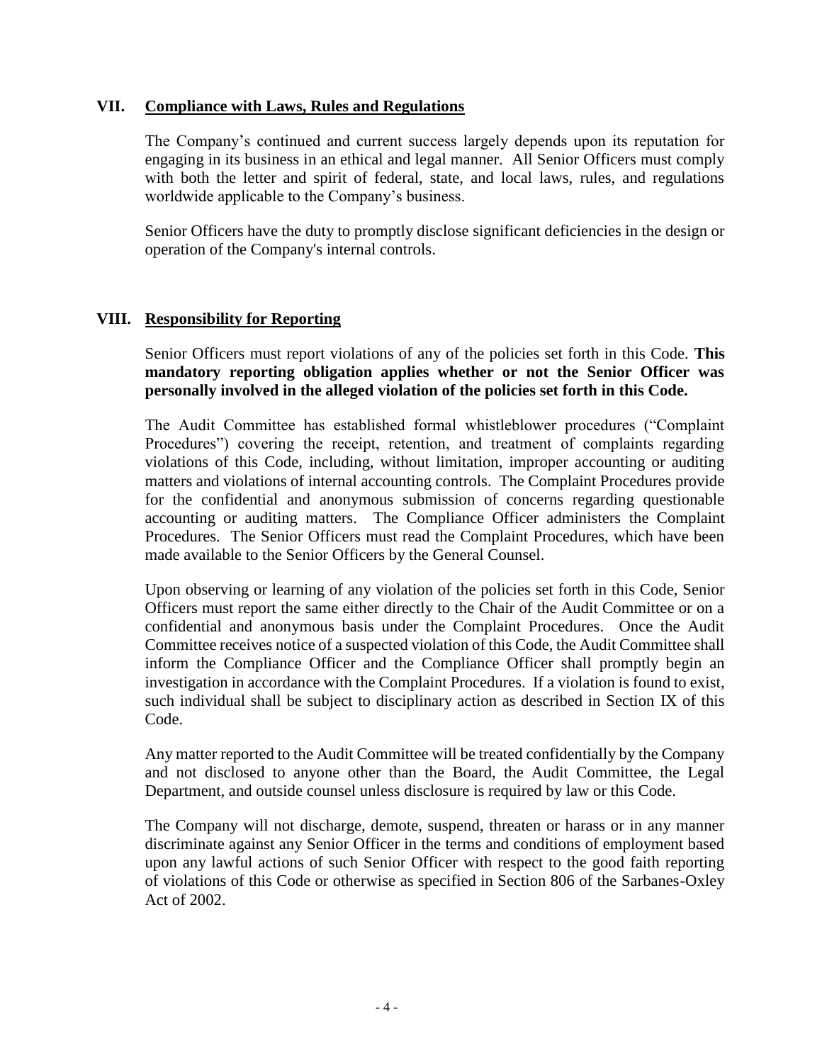## VII. <u>Compliance with Laws, Rules and Regulations</u>

The Company's continued and current success largely depends upon its reputation for engaging in its business in an ethical and legal manner. All Senior Officers must comply with both the letter and spirit of federal, state, and local laws, rules, and regulations worldwide applicable to the Company's business.

Senior Officers have the duty to promptly disclose significant deficiencies in the design or operation of the Company's internal controls.

## VIII. <u>Responsibility for Reporting</u>

Senior Officers must report violations of any of the policies set forth in this Code. **This mandatory reporting obligation applies whether or not the Senior Officer was personally involved in the alleged violation of the policies set forth in this Code.**

The Audit Committee has established formal whistleblower procedures ("Complaint Procedures") covering the receipt, retention, and treatment of complaints regarding violations of this Code, including, without limitation, improper accounting or auditing matters and violations of internal accounting controls. The Complaint Procedures provide for the confidential and anonymous submission of concerns regarding questionable accounting or auditing matters. The Compliance Officer administers the Complaint Procedures. The Senior Officers must read the Complaint Procedures, which have been made available to the Senior Officers by the General Counsel.

Upon observing or learning of any violation of the policies set forth in this Code, Senior Officers must report the same either directly to the Chair of the Audit Committee or on a confidential and anonymous basis under the Complaint Procedures. Once the Audit Committee receives notice of a suspected violation of this Code, the Audit Committee shall inform the Compliance Officer and the Compliance Officer shall promptly begin an investigation in accordance with the Complaint Procedures. If a violation is found to exist, such individual shall be subject to disciplinary action as described in Section IX of this Code.

Any matter reported to the Audit Committee will be treated confidentially by the Company and not disclosed to anyone other than the Board, the Audit Committee, the Legal Department, and outside counsel unless disclosure is required by law or this Code.

The Company will not discharge, demote, suspend, threaten or harass or in any manner discriminate against any Senior Officer in the terms and conditions of employment based upon any lawful actions of such Senior Officer with respect to the good faith reporting of violations of this Code or otherwise as specified in Section 806 of the Sarbanes-Oxley Act of 2002.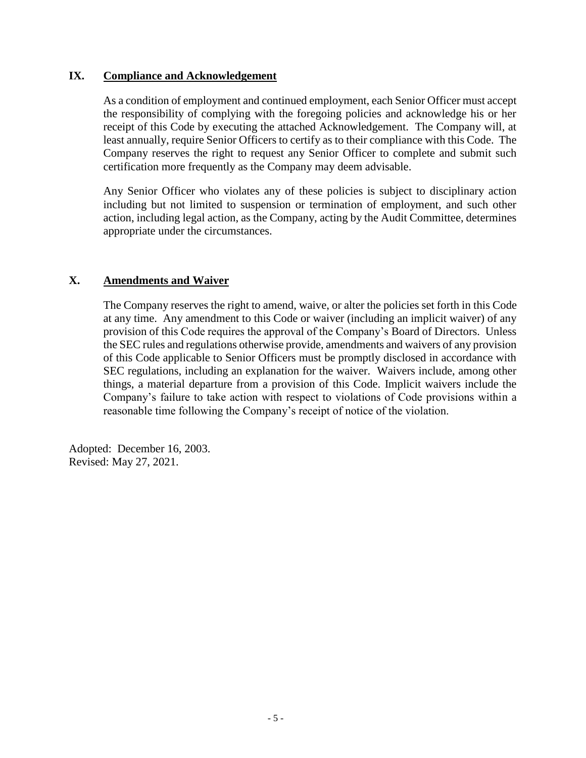## IX. Compliance and Acknowledgement

As a condition of employment and continued employment, each Senior Officer must accept the responsibility of complying with the foregoing policies and acknowledge his or her receipt of this Code by executing the attached Acknowledgement. The Company will, at least annually, require Senior Officers to certify as to their compliance with this Code. The Company reserves the right to request any Senior Officer to complete and submit such certification more frequently as the Company may deem advisable.

Any Senior Officer who violates any of these policies is subject to disciplinary action including but not limited to suspension or termination of employment, and such other action, including legal action, as the Company, acting by the Audit Committee, determines appropriate under the circumstances.

## X. Amendments and Waiver

The Company reserves the right to amend, waive, or alter the policies set forth in this Code at any time. Any amendment to this Code or waiver (including an implicit waiver) of any provision of this Code requires the approval of the Company's Board of Directors. Unless the SEC rules and regulations otherwise provide, amendments and waivers of any provision of this Code applicable to Senior Officers must be promptly disclosed in accordance with SEC regulations, including an explanation for the waiver. Waivers include, among other things, a material departure from a provision of this Code. Implicit waivers include the Company's failure to take action with respect to violations of Code provisions within a reasonable time following the Company's receipt of notice of the violation.

Adopted: December 16, 2003.
Revised: May 27, 2021.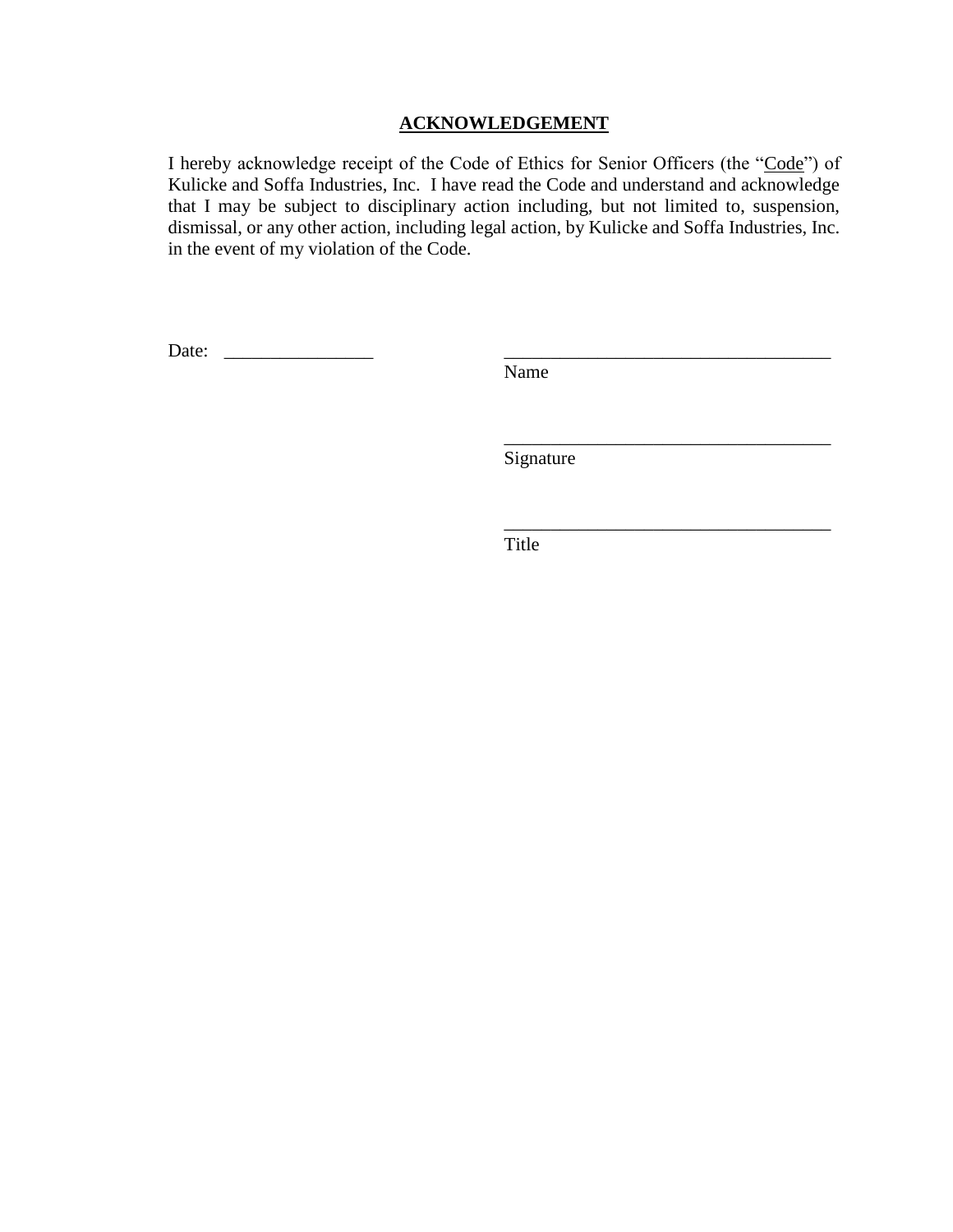## ACKNOWLEDGEMENT

I hereby acknowledge receipt of the Code of Ethics for Senior Officers (the "Code") of Kulicke and Soffa Industries, Inc. I have read the Code and understand and acknowledge that I may be subject to disciplinary action including, but not limited to, suspension, dismissal, or any other action, including legal action, by Kulicke and Soffa Industries, Inc. in the event of my violation of the Code.

Date: ________________

___________________________________
Name

___________________________________
Signature

___________________________________
Title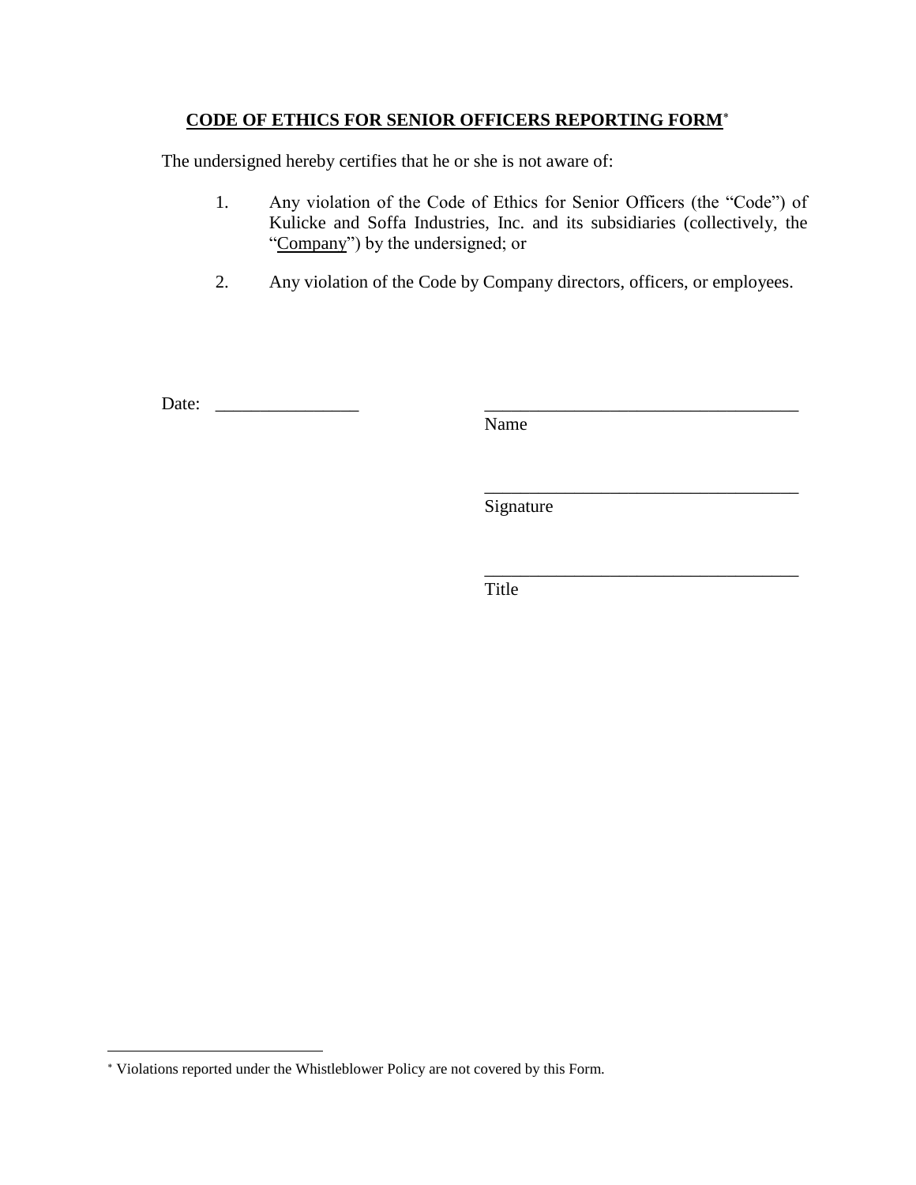**CODE OF ETHICS FOR SENIOR OFFICERS REPORTING FORM**[*]

The undersigned hereby certifies that he or she is not aware of:

1. Any violation of the Code of Ethics for Senior Officers (the "Code") of Kulicke and Soffa Industries, Inc. and its subsidiaries (collectively, the "Company") by the undersigned; or

2. Any violation of the Code by Company directors, officers, or employees.

Date: ________________

____________________________________
Name

____________________________________
Signature

____________________________________
Title

---

[*] Violations reported under the Whistleblower Policy are not covered by this Form.